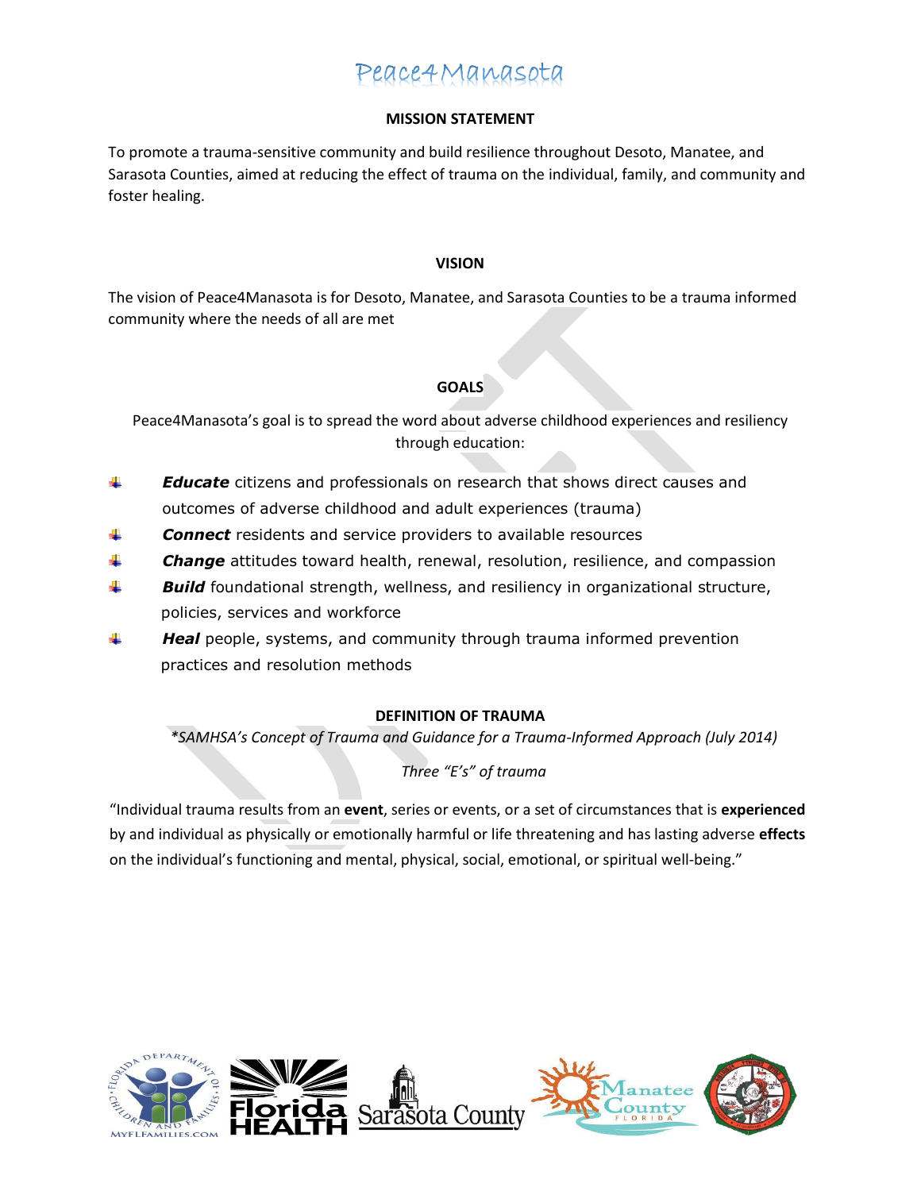# Peace4Manasota

## MISSION STATEMENT

To promote a trauma-sensitive community and build resilience throughout Desoto, Manatee, and Sarasota Counties, aimed at reducing the effect of trauma on the individual, family, and community and foster healing.

## VISION

The vision of Peace4Manasota is for Desoto, Manatee, and Sarasota Counties to be a trauma informed community where the needs of all are met

## GOALS

Peace4Manasota's goal is to spread the word about adverse childhood experiences and resiliency through education:

- ***Educate*** citizens and professionals on research that shows direct causes and outcomes of adverse childhood and adult experiences (trauma)
- ***Connect*** residents and service providers to available resources
- ***Change*** attitudes toward health, renewal, resolution, resilience, and compassion
- ***Build*** foundational strength, wellness, and resiliency in organizational structure, policies, services and workforce
- ***Heal*** people, systems, and community through trauma informed prevention practices and resolution methods

## DEFINITION OF TRAUMA

*\*SAMHSA's Concept of Trauma and Guidance for a Trauma-Informed Approach (July 2014)*

*Three "E's" of trauma*

"Individual trauma results from an **event**, series or events, or a set of circumstances that is **experienced** by and individual as physically or emotionally harmful or life threatening and has lasting adverse **effects** on the individual's functioning and mental, physical, social, emotional, or spiritual well-being."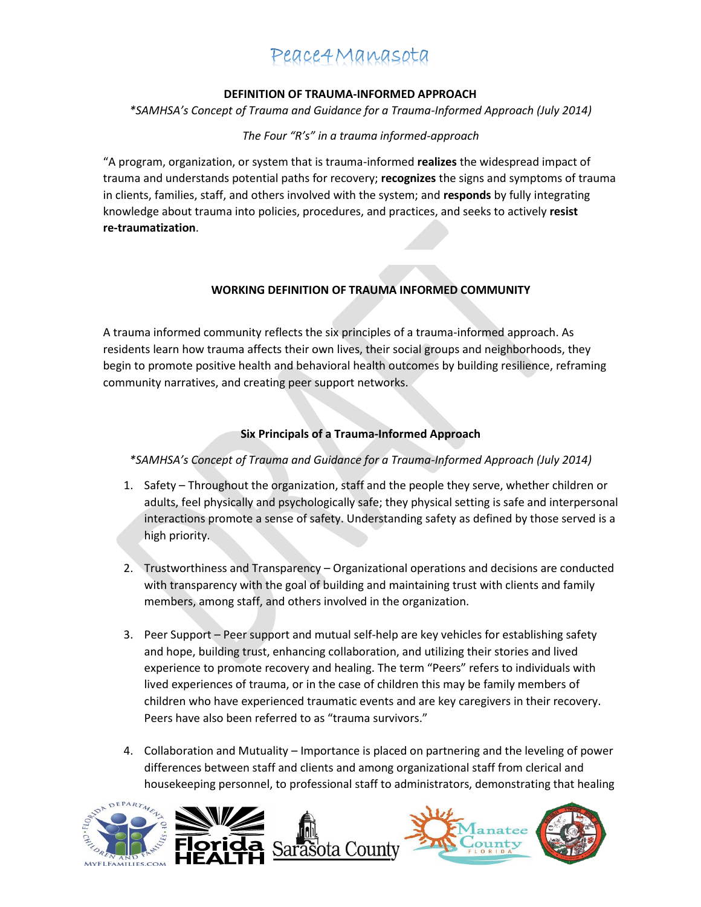# Peace4Manasota

**DEFINITION OF TRAUMA-INFORMED APPROACH**

*\*SAMHSA's Concept of Trauma and Guidance for a Trauma-Informed Approach (July 2014)*

*The Four "R's" in a trauma informed-approach*

"A program, organization, or system that is trauma-informed **realizes** the widespread impact of trauma and understands potential paths for recovery; **recognizes** the signs and symptoms of trauma in clients, families, staff, and others involved with the system; and **responds** by fully integrating knowledge about trauma into policies, procedures, and practices, and seeks to actively **resist re-traumatization**.

**WORKING DEFINITION OF TRAUMA INFORMED COMMUNITY**

A trauma informed community reflects the six principles of a trauma-informed approach. As residents learn how trauma affects their own lives, their social groups and neighborhoods, they begin to promote positive health and behavioral health outcomes by building resilience, reframing community narratives, and creating peer support networks.

**Six Principals of a Trauma-Informed Approach**

*\*SAMHSA's Concept of Trauma and Guidance for a Trauma-Informed Approach (July 2014)*

1. Safety – Throughout the organization, staff and the people they serve, whether children or adults, feel physically and psychologically safe; they physical setting is safe and interpersonal interactions promote a sense of safety. Understanding safety as defined by those served is a high priority.

2. Trustworthiness and Transparency – Organizational operations and decisions are conducted with transparency with the goal of building and maintaining trust with clients and family members, among staff, and others involved in the organization.

3. Peer Support – Peer support and mutual self-help are key vehicles for establishing safety and hope, building trust, enhancing collaboration, and utilizing their stories and lived experience to promote recovery and healing. The term "Peers" refers to individuals with lived experiences of trauma, or in the case of children this may be family members of children who have experienced traumatic events and are key caregivers in their recovery. Peers have also been referred to as "trauma survivors."

4. Collaboration and Mutuality – Importance is placed on partnering and the leveling of power differences between staff and clients and among organizational staff from clerical and housekeeping personnel, to professional staff to administrators, demonstrating that healing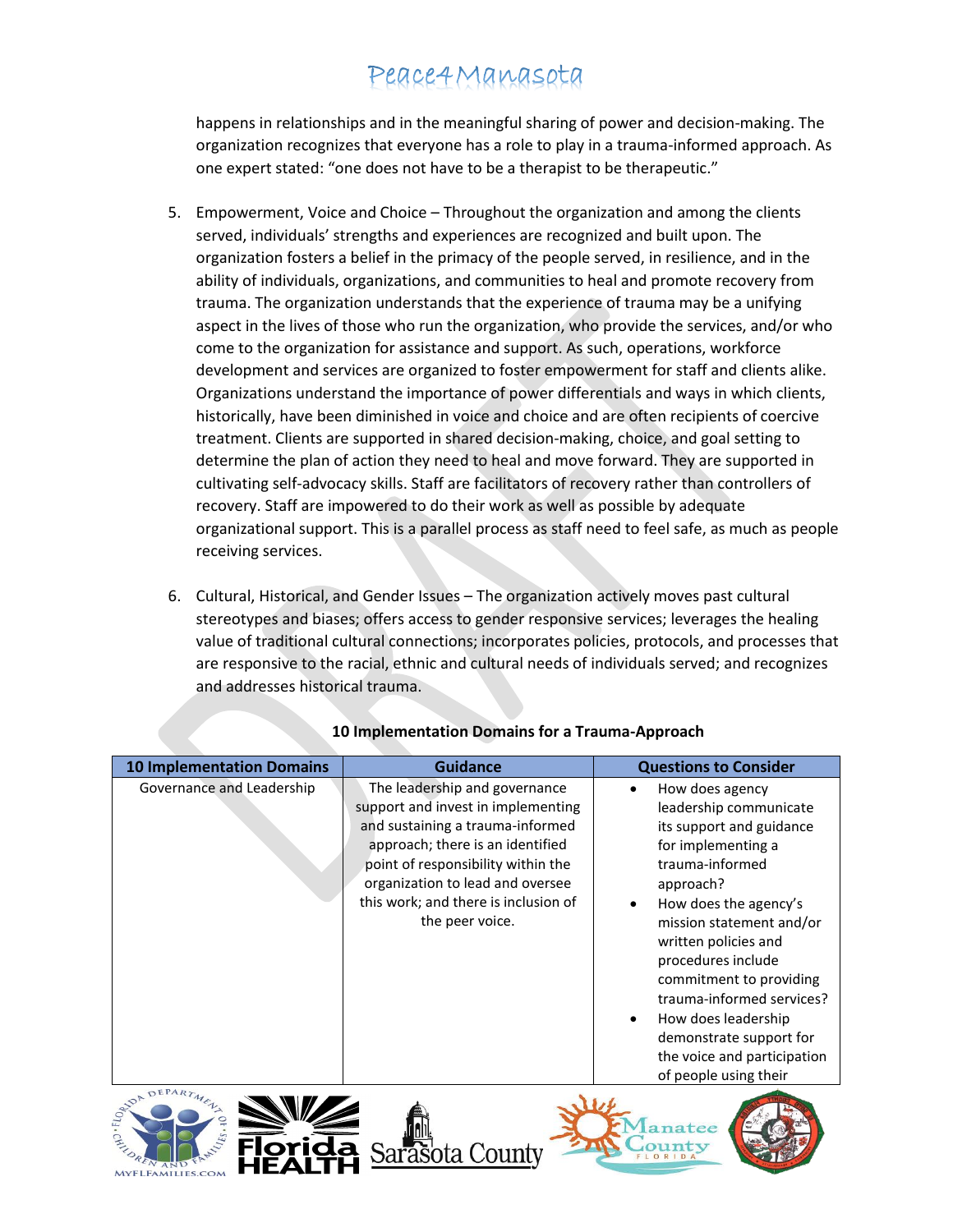happens in relationships and in the meaningful sharing of power and decision-making. The organization recognizes that everyone has a role to play in a trauma-informed approach. As one expert stated: "one does not have to be a therapist to be therapeutic."

5. Empowerment, Voice and Choice – Throughout the organization and among the clients served, individuals' strengths and experiences are recognized and built upon. The organization fosters a belief in the primacy of the people served, in resilience, and in the ability of individuals, organizations, and communities to heal and promote recovery from trauma. The organization understands that the experience of trauma may be a unifying aspect in the lives of those who run the organization, who provide the services, and/or who come to the organization for assistance and support. As such, operations, workforce development and services are organized to foster empowerment for staff and clients alike. Organizations understand the importance of power differentials and ways in which clients, historically, have been diminished in voice and choice and are often recipients of coercive treatment. Clients are supported in shared decision-making, choice, and goal setting to determine the plan of action they need to heal and move forward. They are supported in cultivating self-advocacy skills. Staff are facilitators of recovery rather than controllers of recovery. Staff are impowered to do their work as well as possible by adequate organizational support. This is a parallel process as staff need to feel safe, as much as people receiving services.

6. Cultural, Historical, and Gender Issues – The organization actively moves past cultural stereotypes and biases; offers access to gender responsive services; leverages the healing value of traditional cultural connections; incorporates policies, protocols, and processes that are responsive to the racial, ethnic and cultural needs of individuals served; and recognizes and addresses historical trauma.

**10 Implementation Domains for a Trauma-Approach**

| 10 Implementation Domains | Guidance | Questions to Consider |
|---|---|---|
| Governance and Leadership | The leadership and governance support and invest in implementing and sustaining a trauma-informed approach; there is an identified point of responsibility within the organization to lead and oversee this work; and there is inclusion of the peer voice. | • How does agency leadership communicate its support and guidance for implementing a trauma-informed approach?<br>• How does the agency's mission statement and/or written policies and procedures include commitment to providing trauma-informed services?<br>• How does leadership demonstrate support for the voice and participation of people using their |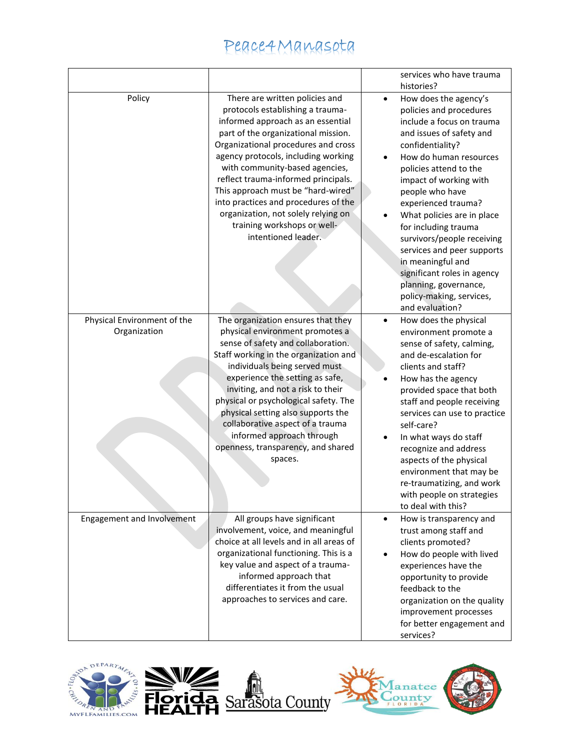| | | |
|---|---|---|
| | | services who have trauma histories? |
| Policy | There are written policies and protocols establishing a trauma-informed approach as an essential part of the organizational mission. Organizational procedures and cross agency protocols, including working with community-based agencies, reflect trauma-informed principals. This approach must be "hard-wired" into practices and procedures of the organization, not solely relying on training workshops or well-intentioned leader. | • How does the agency's policies and procedures include a focus on trauma and issues of safety and confidentiality? • How do human resources policies attend to the impact of working with people who have experienced trauma? • What policies are in place for including trauma survivors/people receiving services and peer supports in meaningful and significant roles in agency planning, governance, policy-making, services, and evaluation? |
| Physical Environment of the Organization | The organization ensures that they physical environment promotes a sense of safety and collaboration. Staff working in the organization and individuals being served must experience the setting as safe, inviting, and not a risk to their physical or psychological safety. The physical setting also supports the collaborative aspect of a trauma informed approach through openness, transparency, and shared spaces. | • How does the physical environment promote a sense of safety, calming, and de-escalation for clients and staff? • How has the agency provided space that both staff and people receiving services can use to practice self-care? • In what ways do staff recognize and address aspects of the physical environment that may be re-traumatizing, and work with people on strategies to deal with this? |
| Engagement and Involvement | All groups have significant involvement, voice, and meaningful choice at all levels and in all areas of organizational functioning. This is a key value and aspect of a trauma-informed approach that differentiates it from the usual approaches to services and care. | • How is transparency and trust among staff and clients promoted? • How do people with lived experiences have the opportunity to provide feedback to the organization on the quality improvement processes for better engagement and services? |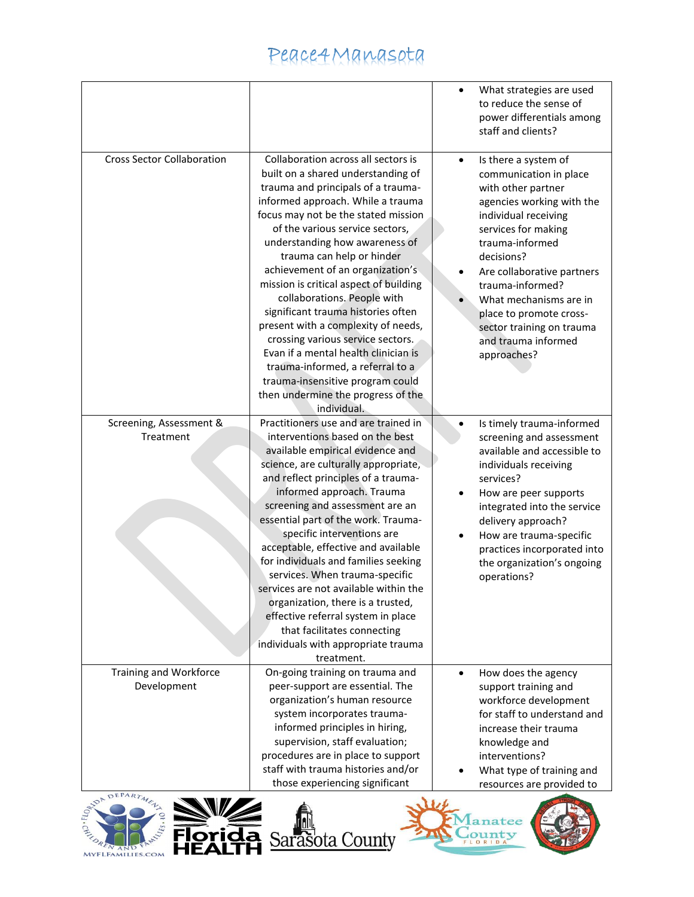| | | |
|---|---|---|
| | | • What strategies are used to reduce the sense of power differentials among staff and clients? |
| Cross Sector Collaboration | Collaboration across all sectors is built on a shared understanding of trauma and principals of a trauma-informed approach. While a trauma focus may not be the stated mission of the various service sectors, understanding how awareness of trauma can help or hinder achievement of an organization's mission is critical aspect of building collaborations. People with significant trauma histories often present with a complexity of needs, crossing various service sectors. Evan if a mental health clinician is trauma-informed, a referral to a trauma-insensitive program could then undermine the progress of the individual. | • Is there a system of communication in place with other partner agencies working with the individual receiving services for making trauma-informed decisions? • Are collaborative partners trauma-informed? • What mechanisms are in place to promote cross-sector training on trauma and trauma informed approaches? |
| Screening, Assessment & Treatment | Practitioners use and are trained in interventions based on the best available empirical evidence and science, are culturally appropriate, and reflect principles of a trauma-informed approach. Trauma screening and assessment are an essential part of the work. Trauma-specific interventions are acceptable, effective and available for individuals and families seeking services. When trauma-specific services are not available within the organization, there is a trusted, effective referral system in place that facilitates connecting individuals with appropriate trauma treatment. | • Is timely trauma-informed screening and assessment available and accessible to individuals receiving services? • How are peer supports integrated into the service delivery approach? • How are trauma-specific practices incorporated into the organization's ongoing operations? |
| Training and Workforce Development | On-going training on trauma and peer-support are essential. The organization's human resource system incorporates trauma-informed principles in hiring, supervision, staff evaluation; procedures are in place to support staff with trauma histories and/or those experiencing significant | • How does the agency support training and workforce development for staff to understand and increase their trauma knowledge and interventions? • What type of training and resources are provided to |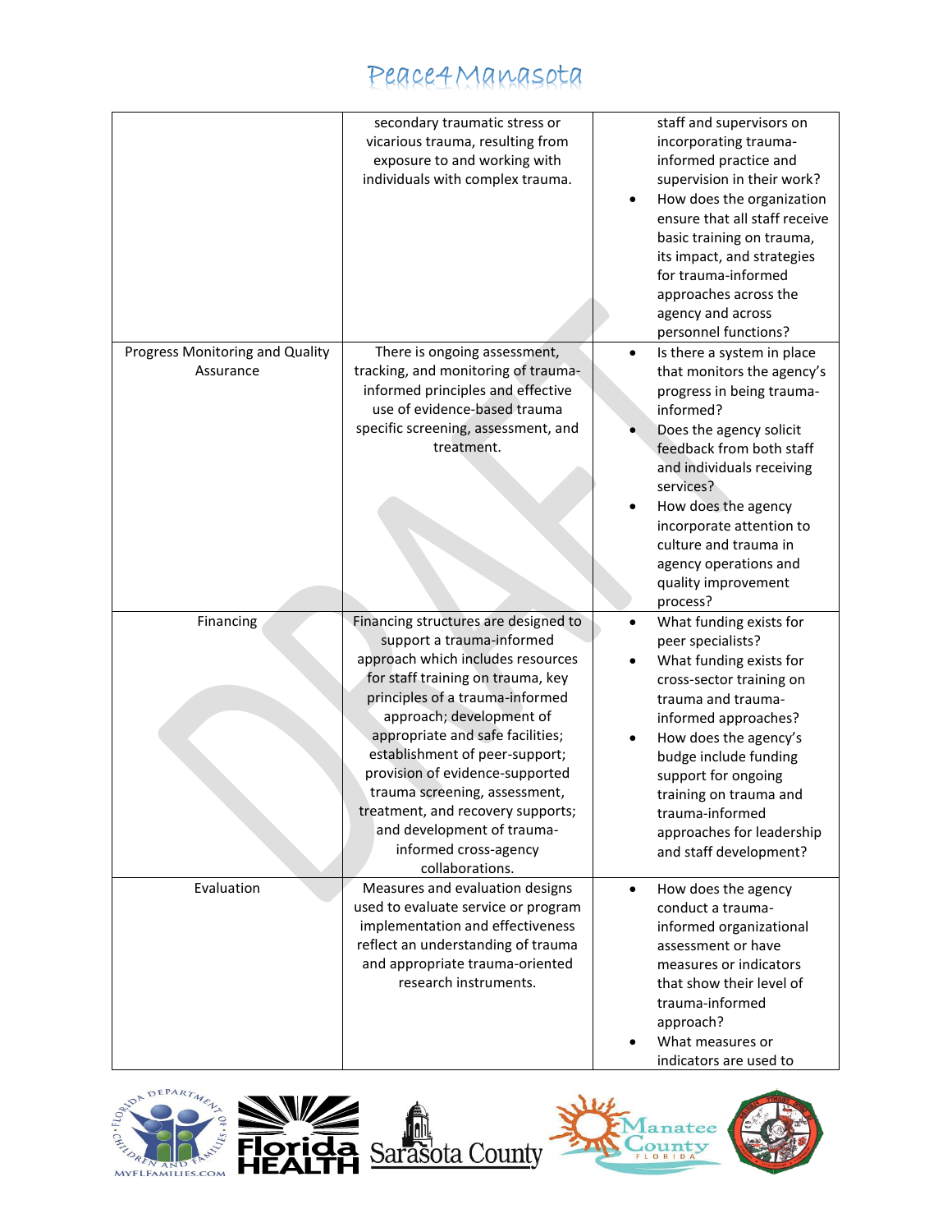| | | |
|---|---|---|
| | secondary traumatic stress or vicarious trauma, resulting from exposure to and working with individuals with complex trauma. | staff and supervisors on incorporating trauma-informed practice and supervision in their work?<br>• How does the organization ensure that all staff receive basic training on trauma, its impact, and strategies for trauma-informed approaches across the agency and across personnel functions? |
| Progress Monitoring and Quality Assurance | There is ongoing assessment, tracking, and monitoring of trauma-informed principles and effective use of evidence-based trauma specific screening, assessment, and treatment. | • Is there a system in place that monitors the agency's progress in being trauma-informed?<br>• Does the agency solicit feedback from both staff and individuals receiving services?<br>• How does the agency incorporate attention to culture and trauma in agency operations and quality improvement process? |
| Financing | Financing structures are designed to support a trauma-informed approach which includes resources for staff training on trauma, key principles of a trauma-informed approach; development of appropriate and safe facilities; establishment of peer-support; provision of evidence-supported trauma screening, assessment, treatment, and recovery supports; and development of trauma-informed cross-agency collaborations. | • What funding exists for peer specialists?<br>• What funding exists for cross-sector training on trauma and trauma-informed approaches?<br>• How does the agency's budge include funding support for ongoing training on trauma and trauma-informed approaches for leadership and staff development? |
| Evaluation | Measures and evaluation designs used to evaluate service or program implementation and effectiveness reflect an understanding of trauma and appropriate trauma-oriented research instruments. | • How does the agency conduct a trauma-informed organizational assessment or have measures or indicators that show their level of trauma-informed approach?<br>• What measures or indicators are used to |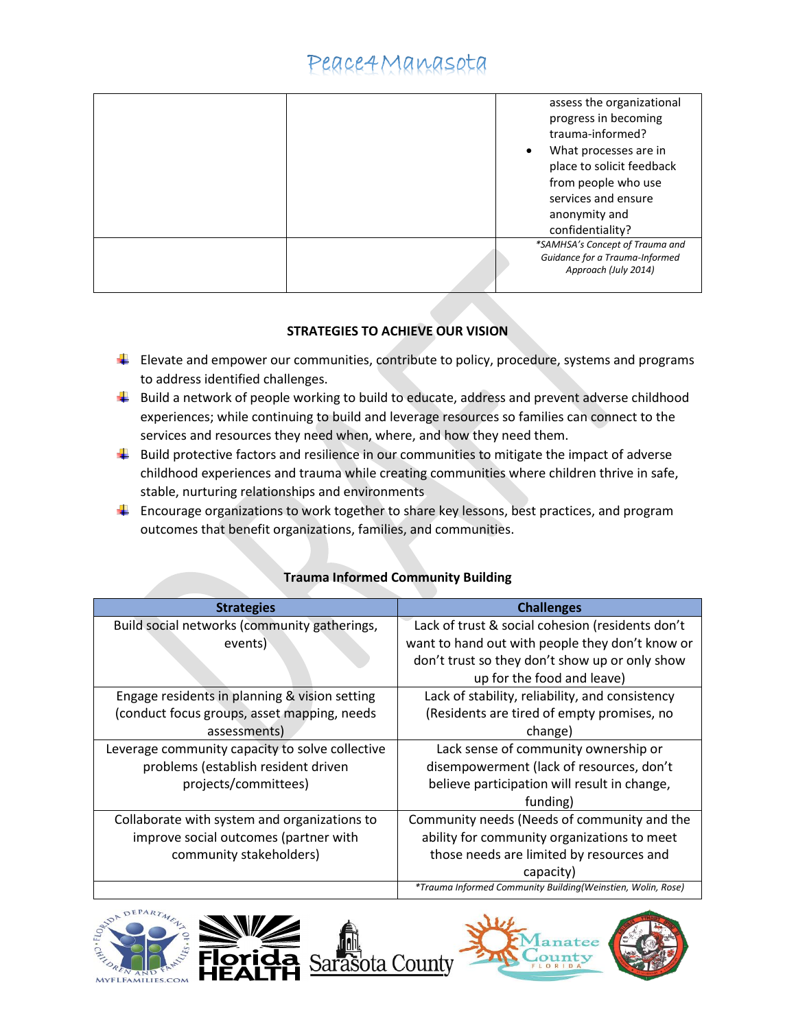| | | assess the organizational progress in becoming trauma-informed?<br>• What processes are in place to solicit feedback from people who use services and ensure anonymity and confidentiality? |
|---|---|---|
| | | *\*SAMHSA's Concept of Trauma and Guidance for a Trauma-Informed Approach (July 2014)* |

**STRATEGIES TO ACHIEVE OUR VISION**

- Elevate and empower our communities, contribute to policy, procedure, systems and programs to address identified challenges.
- Build a network of people working to build to educate, address and prevent adverse childhood experiences; while continuing to build and leverage resources so families can connect to the services and resources they need when, where, and how they need them.
- Build protective factors and resilience in our communities to mitigate the impact of adverse childhood experiences and trauma while creating communities where children thrive in safe, stable, nurturing relationships and environments
- Encourage organizations to work together to share key lessons, best practices, and program outcomes that benefit organizations, families, and communities.

**Trauma Informed Community Building**

| Strategies | Challenges |
|---|---|
| Build social networks (community gatherings, events) | Lack of trust & social cohesion (residents don't want to hand out with people they don't know or don't trust so they don't show up or only show up for the food and leave) |
| Engage residents in planning & vision setting (conduct focus groups, asset mapping, needs assessments) | Lack of stability, reliability, and consistency (Residents are tired of empty promises, no change) |
| Leverage community capacity to solve collective problems (establish resident driven projects/committees) | Lack sense of community ownership or disempowerment (lack of resources, don't believe participation will result in change, funding) |
| Collaborate with system and organizations to improve social outcomes (partner with community stakeholders) | Community needs (Needs of community and the ability for community organizations to meet those needs are limited by resources and capacity) |
| | *\*Trauma Informed Community Building(Weinstien, Wolin, Rose)* |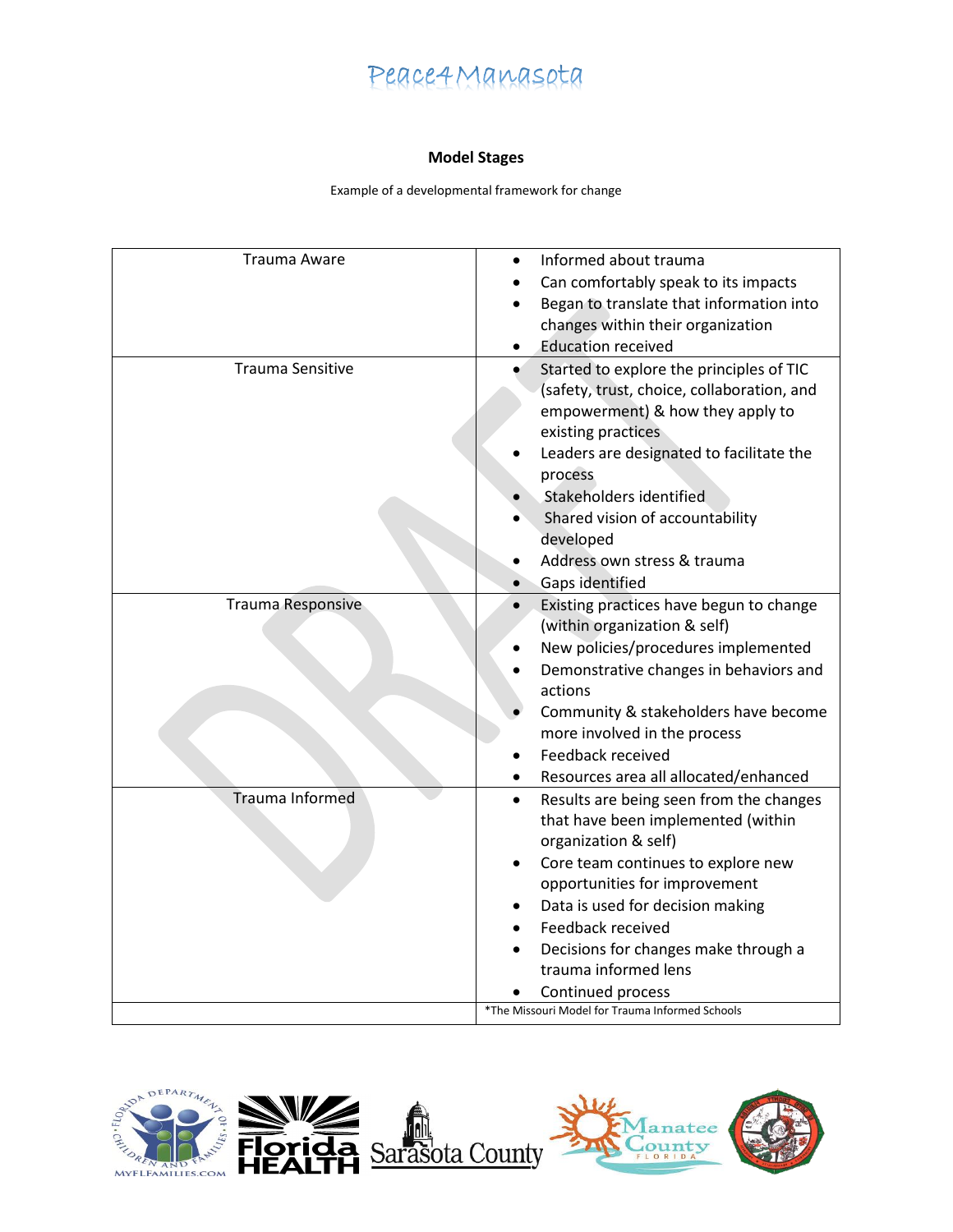Peace4Manasota

**Model Stages**

Example of a developmental framework for change

| | |
|---|---|
| Trauma Aware | • Informed about trauma<br>• Can comfortably speak to its impacts<br>• Began to translate that information into changes within their organization<br>• Education received |
| Trauma Sensitive | • Started to explore the principles of TIC (safety, trust, choice, collaboration, and empowerment) & how they apply to existing practices<br>• Leaders are designated to facilitate the process<br>• Stakeholders identified<br>• Shared vision of accountability developed<br>• Address own stress & trauma<br>• Gaps identified |
| Trauma Responsive | • Existing practices have begun to change (within organization & self)<br>• New policies/procedures implemented<br>• Demonstrative changes in behaviors and actions<br>• Community & stakeholders have become more involved in the process<br>• Feedback received<br>• Resources area all allocated/enhanced |
| Trauma Informed | • Results are being seen from the changes that have been implemented (within organization & self)<br>• Core team continues to explore new opportunities for improvement<br>• Data is used for decision making<br>• Feedback received<br>• Decisions for changes make through a trauma informed lens<br>• Continued process |
| | *The Missouri Model for Trauma Informed Schools |

DRAFT